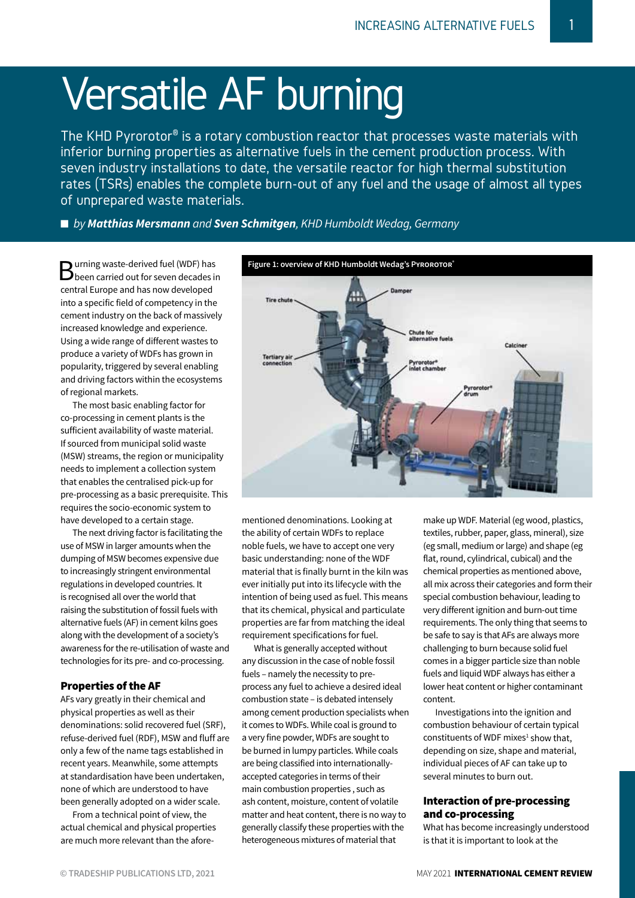# Versatile AF burning

The KHD Pyrorotor® is a rotary combustion reactor that processes waste materials with inferior burning properties as alternative fuels in the cement production process. With seven industry installations to date, the versatile reactor for high thermal substitution rates (TSRs) enables the complete burn-out of any fuel and the usage of almost all types of unprepared waste materials.

■ *by **Matthias Mersmann** and **Sven Schmitgen**, KHD Humboldt Wedag, Germany*

Burning waste-derived fuel (WDF) has been carried out for seven decades in central Europe and has now developed into a specific field of competency in the cement industry on the back of massively increased knowledge and experience. Using a wide range of different wastes to produce a variety of WDFs has grown in popularity, triggered by several enabling and driving factors within the ecosystems of regional markets.

The most basic enabling factor for co-processing in cement plants is the sufficient availability of waste material. If sourced from municipal solid waste (MSW) streams, the region or municipality needs to implement a collection system that enables the centralised pick-up for pre-processing as a basic prerequisite. This requires the socio-economic system to have developed to a certain stage.

The next driving factor is facilitating the use of MSW in larger amounts when the dumping of MSW becomes expensive due to increasingly stringent environmental regulations in developed countries. It is recognised all over the world that raising the substitution of fossil fuels with alternative fuels (AF) in cement kilns goes along with the development of a society's awareness for the re-utilisation of waste and technologies for its pre- and co-processing.

### Properties of the AF

AFs vary greatly in their chemical and physical properties as well as their denominations: solid recovered fuel (SRF), refuse-derived fuel (RDF), MSW and fluff are only a few of the name tags established in recent years. Meanwhile, some attempts at standardisation have been undertaken, none of which are understood to have been generally adopted on a wider scale.

From a technical point of view, the actual chemical and physical properties are much more relevant than the afore-mentioned denominations. Looking at the ability of certain WDFs to replace noble fuels, we have to accept one very basic understanding: none of the WDF material that is finally burnt in the kiln was ever initially put into its lifecycle with the intention of being used as fuel. This means that its chemical, physical and particulate properties are far from matching the ideal requirement specifications for fuel.

What is generally accepted without any discussion in the case of noble fossil fuels – namely the necessity to pre-process any fuel to achieve a desired ideal combustion state – is debated intensely among cement production specialists when it comes to WDFs. While coal is ground to a very fine powder, WDFs are sought to be burned in lumpy particles. While coals are being classified into internationally-accepted categories in terms of their main combustion properties , such as ash content, moisture, content of volatile matter and heat content, there is no way to generally classify these properties with the heterogeneous mixtures of material that make up WDF. Material (eg wood, plastics, textiles, rubber, paper, glass, mineral), size (eg small, medium or large) and shape (eg flat, round, cylindrical, cubical) and the chemical properties as mentioned above, all mix across their categories and form their special combustion behaviour, leading to very different ignition and burn-out time requirements. The only thing that seems to be safe to say is that AFs are always more challenging to burn because solid fuel comes in a bigger particle size than noble fuels and liquid WDF always has either a lower heat content or higher contaminant content.

Investigations into the ignition and combustion behaviour of certain typical constituents of WDF mixes[1] show that, depending on size, shape and material, individual pieces of AF can take up to several minutes to burn out.

### Interaction of pre-processing and co-processing

What has become increasingly understood is that it is important to look at the

**Figure 1: overview of KHD Humboldt Wedag's Pyrorotor®**

Tire chute, Damper, Chute for alternative fuels, Calciner, Tertiary air connection, Pyrorotor® inlet chamber, Pyrorotor® drum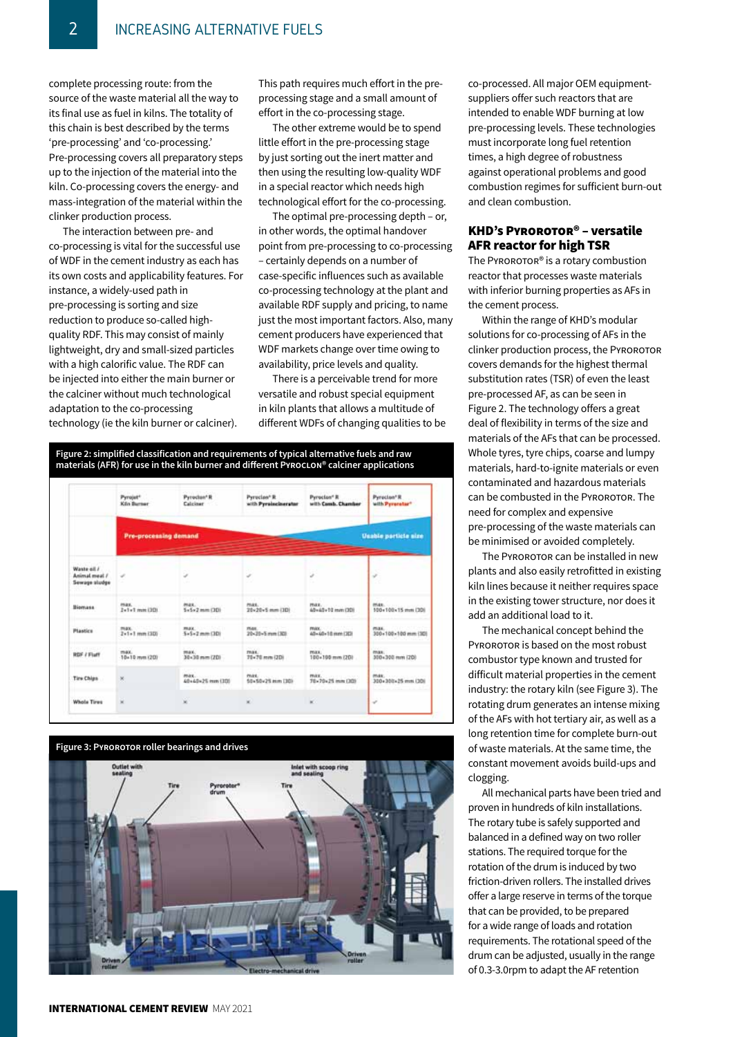complete processing route: from the source of the waste material all the way to its final use as fuel in kilns. The totality of this chain is best described by the terms 'pre-processing' and 'co-processing.' Pre-processing covers all preparatory steps up to the injection of the material into the kiln. Co-processing covers the energy- and mass-integration of the material within the clinker production process.

The interaction between pre- and co-processing is vital for the successful use of WDF in the cement industry as each has its own costs and applicability features. For instance, a widely-used path in pre-processing is sorting and size reduction to produce so-called high-quality RDF. This may consist of mainly lightweight, dry and small-sized particles with a high calorific value. The RDF can be injected into either the main burner or the calciner without much technological adaptation to the co-processing technology (ie the kiln burner or calciner). This path requires much effort in the pre-processing stage and a small amount of effort in the co-processing stage.

The other extreme would be to spend little effort in the pre-processing stage by just sorting out the inert matter and then using the resulting low-quality WDF in a special reactor which needs high technological effort for the co-processing.

The optimal pre-processing depth – or, in other words, the optimal handover point from pre-processing to co-processing – certainly depends on a number of case-specific influences such as available co-processing technology at the plant and available RDF supply and pricing, to name just the most important factors. Also, many cement producers have experienced that WDF markets change over time owing to availability, price levels and quality.

There is a perceivable trend for more versatile and robust special equipment in kiln plants that allows a multitude of different WDFs of changing qualities to be co-processed. All major OEM equipment-suppliers offer such reactors that are intended to enable WDF burning at low pre-processing levels. These technologies must incorporate long fuel retention times, a high degree of robustness against operational problems and good combustion regimes for sufficient burn-out and clean combustion.

**Figure 2: simplified classification and requirements of typical alternative fuels and raw materials (AFR) for use in the kiln burner and different PYROCLON® calciner applications**

| | Pyrojet® Kiln Burner | Pyroclon® R Calciner | Pyroclon® R with Pyroincinerator | Pyroclon® R with Comb. Chamber | Pyroclon® R with Pyrorotor® |
|---|---|---|---|---|---|
| | Pre-processing demand | | | | Usable particle size |
| Waste oil / Animal meal / Sewage sludge | ✓ | ✓ | ✓ | ✓ | ✓ |
| Biomass | max. 2×1×1 mm (3D) | max. 5×5×2 mm (3D) | max. 20×20×5 mm (3D) | max. 40×40×10 mm (3D) | max. 100×100×15 mm (3D) |
| Plastics | max. 2×1×1 mm (3D) | max. 5×5×2 mm (3D) | max. 20×20×5 mm (3D) | max. 40×40×10 mm (3D) | max. 300×100×100 mm (3D) |
| RDF / Fluff | max. 10×10 mm (2D) | max. 30×30 mm (2D) | max. 70×70 mm (2D) | max. 100×100 mm (2D) | max. 300×300 mm (2D) |
| Tire Chips | × | max. 40×40×25 mm (3D) | max. 50×50×25 mm (3D) | max. 70×70×25 mm (3D) | max. 300×300×25 mm (3D) |
| Whole Tires | × | × | × | × | ✓ |

**Figure 3: PYROROTOR roller bearings and drives**

## KHD's PYROROTOR® – versatile AFR reactor for high TSR

The PYROROTOR® is a rotary combustion reactor that processes waste materials with inferior burning properties as AFs in the cement process.

Within the range of KHD's modular solutions for co-processing of AFs in the clinker production process, the PYROROTOR covers demands for the highest thermal substitution rates (TSR) of even the least pre-processed AF, as can be seen in Figure 2. The technology offers a great deal of flexibility in terms of the size and materials of the AFs that can be processed. Whole tyres, tyre chips, coarse and lumpy materials, hard-to-ignite materials or even contaminated and hazardous materials can be combusted in the PYROROTOR. The need for complex and expensive pre-processing of the waste materials can be minimised or avoided completely.

The PYROROTOR can be installed in new plants and also easily retrofitted in existing kiln lines because it neither requires space in the existing tower structure, nor does it add an additional load to it.

The mechanical concept behind the PYROROTOR is based on the most robust combustor type known and trusted for difficult material properties in the cement industry: the rotary kiln (see Figure 3). The rotating drum generates an intense mixing of the AFs with hot tertiary air, as well as a long retention time for complete burn-out of waste materials. At the same time, the constant movement avoids build-ups and clogging.

All mechanical parts have been tried and proven in hundreds of kiln installations. The rotary tube is safely supported and balanced in a defined way on two roller stations. The required torque for the rotation of the drum is induced by two friction-driven rollers. The installed drives offer a large reserve in terms of the torque that can be provided, to be prepared for a wide range of loads and rotation requirements. The rotational speed of the drum can be adjusted, usually in the range of 0.3-3.0rpm to adapt the AF retention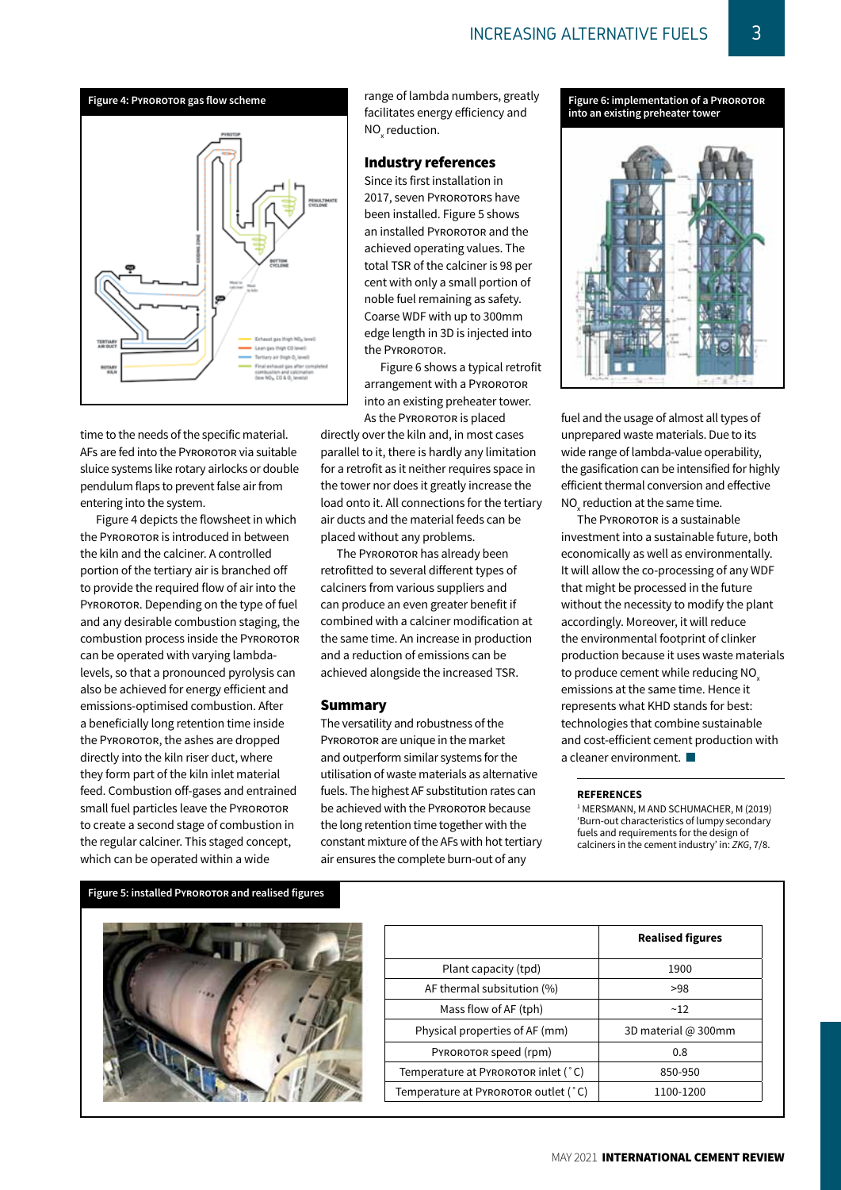Figure 4: PYROROTOR gas flow scheme

PYROTOR

PENULTIMATE CYCLONE

BOTTOM CYCLONE

CASSING ZONE

TERTIARY AIR DUCT

ROTARY KILN

Meal to calciner

Meal to kiln

Exhaust gas (high $NO_x$ level)

Lean gas (high CO level)

Tertiary air (high $O_2$ level)

Final exhaust gas after completed combustion and calcination (low $NO_x$, CO & $O_2$ levels)

time to the needs of the specific material. AFs are fed into the PYROROTOR via suitable sluice systems like rotary airlocks or double pendulum flaps to prevent false air from entering into the system.

Figure 4 depicts the flowsheet in which the PYROROTOR is introduced in between the kiln and the calciner. A controlled portion of the tertiary air is branched off to provide the required flow of air into the PYROROTOR. Depending on the type of fuel and any desirable combustion staging, the combustion process inside the PYROROTOR can be operated with varying lambda-levels, so that a pronounced pyrolysis can also be achieved for energy efficient and emissions-optimised combustion. After a beneficially long retention time inside the PYROROTOR, the ashes are dropped directly into the kiln riser duct, where they form part of the kiln inlet material feed. Combustion off-gases and entrained small fuel particles leave the PYROROTOR to create a second stage of combustion in the regular calciner. This staged concept, which can be operated within a wide range of lambda numbers, greatly facilitates energy efficiency and $NO_x$ reduction.

## Industry references

Since its first installation in 2017, seven PYROROTORS have been installed. Figure 5 shows an installed PYROROTOR and the achieved operating values. The total TSR of the calciner is 98 per cent with only a small portion of noble fuel remaining as safety. Coarse WDF with up to 300mm edge length in 3D is injected into the PYROROTOR.

Figure 6 shows a typical retrofit arrangement with a PYROROTOR into an existing preheater tower. As the PYROROTOR is placed directly over the kiln and, in most cases parallel to it, there is hardly any limitation for a retrofit as it neither requires space in the tower nor does it greatly increase the load onto it. All connections for the tertiary air ducts and the material feeds can be placed without any problems.

The PYROROTOR has already been retrofitted to several different types of calciners from various suppliers and can produce an even greater benefit if combined with a calciner modification at the same time. An increase in production and a reduction of emissions can be achieved alongside the increased TSR.

## Summary

The versatility and robustness of the PYROROTOR are unique in the market and outperform similar systems for the utilisation of waste materials as alternative fuels. The highest AF substitution rates can be achieved with the PYROROTOR because the long retention time together with the constant mixture of the AFs with hot tertiary air ensures the complete burn-out of any fuel and the usage of almost all types of unprepared waste materials. Due to its wide range of lambda-value operability, the gasification can be intensified for highly efficient thermal conversion and effective $NO_x$ reduction at the same time.

The PYROROTOR is a sustainable investment into a sustainable future, both economically as well as environmentally. It will allow the co-processing of any WDF that might be processed in the future without the necessity to modify the plant accordingly. Moreover, it will reduce the environmental footprint of clinker production because it uses waste materials to produce cement while reducing $NO_x$ emissions at the same time. Hence it represents what KHD stands for best: technologies that combine sustainable and cost-efficient cement production with a cleaner environment. ■

Figure 6: implementation of a PYROROTOR into an existing preheater tower

### REFERENCES

[1] MERSMANN, M AND SCHUMACHER, M (2019) 'Burn-out characteristics of lumpy secondary fuels and requirements for the design of calciners in the cement industry' in: *ZKG*, 7/8.

Figure 5: installed PYROROTOR and realised figures

| | Realised figures |
|---|---|
| Plant capacity (tpd) | 1900 |
| AF thermal subsitution (%) | >98 |
| Mass flow of AF (tph) | ~12 |
| Physical properties of AF (mm) | 3D material @ 300mm |
| PYROROTOR speed (rpm) | 0.8 |
| Temperature at PYROROTOR inlet (˚C) | 850-950 |
| Temperature at PYROROTOR outlet (˚C) | 1100-1200 |